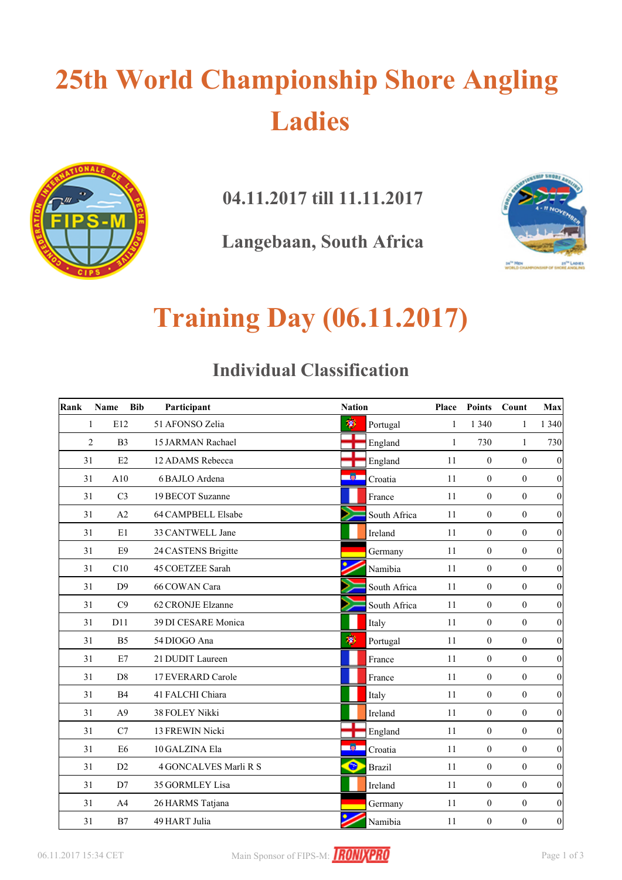# 25th World Championship Shore Angling Ladies

## 04.11.2017 till 11.11.2017

## Langebaan, South Africa

# Training Day (06.11.2017)

## Individual Classification

| Rank | Name | Bib | Participant | Nation | Place | Points | Count | Max |
|---|---|---|---|---|---|---|---|---|
| 1 | E12 | 51 | AFONSO Zelia | Portugal | 1 | 1 340 | 1 | 1 340 |
| 2 | B3 | 15 | JARMAN Rachael | England | 1 | 730 | 1 | 730 |
| 31 | E2 | 12 | ADAMS Rebecca | England | 11 | 0 | 0 | 0 |
| 31 | A10 | 6 | BAJLO Ardena | Croatia | 11 | 0 | 0 | 0 |
| 31 | C3 | 19 | BECOT Suzanne | France | 11 | 0 | 0 | 0 |
| 31 | A2 | 64 | CAMPBELL Elsabe | South Africa | 11 | 0 | 0 | 0 |
| 31 | E1 | 33 | CANTWELL Jane | Ireland | 11 | 0 | 0 | 0 |
| 31 | E9 | 24 | CASTENS Brigitte | Germany | 11 | 0 | 0 | 0 |
| 31 | C10 | 45 | COETZEE Sarah | Namibia | 11 | 0 | 0 | 0 |
| 31 | D9 | 66 | COWAN Cara | South Africa | 11 | 0 | 0 | 0 |
| 31 | C9 | 62 | CRONJE Elzanne | South Africa | 11 | 0 | 0 | 0 |
| 31 | D11 | 39 | DI CESARE Monica | Italy | 11 | 0 | 0 | 0 |
| 31 | B5 | 54 | DIOGO Ana | Portugal | 11 | 0 | 0 | 0 |
| 31 | E7 | 21 | DUDIT Laureen | France | 11 | 0 | 0 | 0 |
| 31 | D8 | 17 | EVERARD Carole | France | 11 | 0 | 0 | 0 |
| 31 | B4 | 41 | FALCHI Chiara | Italy | 11 | 0 | 0 | 0 |
| 31 | A9 | 38 | FOLEY Nikki | Ireland | 11 | 0 | 0 | 0 |
| 31 | C7 | 13 | FREWIN Nicki | England | 11 | 0 | 0 | 0 |
| 31 | E6 | 10 | GALZINA Ela | Croatia | 11 | 0 | 0 | 0 |
| 31 | D2 | 4 | GONCALVES Marli R S | Brazil | 11 | 0 | 0 | 0 |
| 31 | D7 | 35 | GORMLEY Lisa | Ireland | 11 | 0 | 0 | 0 |
| 31 | A4 | 26 | HARMS Tatjana | Germany | 11 | 0 | 0 | 0 |
| 31 | B7 | 49 | HART Julia | Namibia | 11 | 0 | 0 | 0 |

06.11.2017 15:34 CET

Main Sponsor of FIPS-M: IRONIXPRO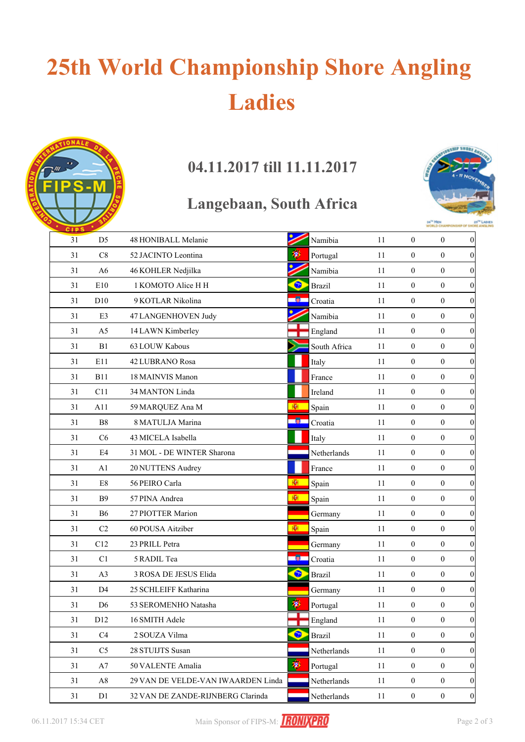# 25th World Championship Shore Angling Ladies

## 04.11.2017 till 11.11.2017

## Langebaan, South Africa

| | | | | | | | |
|---|---|---|---|---|---|---|---|
| 31 | D5 | 48 HONIBALL Melanie | Namibia | 11 | 0 | 0 | 0 |
| 31 | C8 | 52 JACINTO Leontina | Portugal | 11 | 0 | 0 | 0 |
| 31 | A6 | 46 KOHLER Nedjilka | Namibia | 11 | 0 | 0 | 0 |
| 31 | E10 | 1 KOMOTO Alice H H | Brazil | 11 | 0 | 0 | 0 |
| 31 | D10 | 9 KOTLAR Nikolina | Croatia | 11 | 0 | 0 | 0 |
| 31 | E3 | 47 LANGENHOVEN Judy | Namibia | 11 | 0 | 0 | 0 |
| 31 | A5 | 14 LAWN Kimberley | England | 11 | 0 | 0 | 0 |
| 31 | B1 | 63 LOUW Kabous | South Africa | 11 | 0 | 0 | 0 |
| 31 | E11 | 42 LUBRANO Rosa | Italy | 11 | 0 | 0 | 0 |
| 31 | B11 | 18 MAINVIS Manon | France | 11 | 0 | 0 | 0 |
| 31 | C11 | 34 MANTON Linda | Ireland | 11 | 0 | 0 | 0 |
| 31 | A11 | 59 MARQUEZ Ana M | Spain | 11 | 0 | 0 | 0 |
| 31 | B8 | 8 MATULJA Marina | Croatia | 11 | 0 | 0 | 0 |
| 31 | C6 | 43 MICELA Isabella | Italy | 11 | 0 | 0 | 0 |
| 31 | E4 | 31 MOL - DE WINTER Sharona | Netherlands | 11 | 0 | 0 | 0 |
| 31 | A1 | 20 NUTTENS Audrey | France | 11 | 0 | 0 | 0 |
| 31 | E8 | 56 PEIRO Carla | Spain | 11 | 0 | 0 | 0 |
| 31 | B9 | 57 PINA Andrea | Spain | 11 | 0 | 0 | 0 |
| 31 | B6 | 27 PIOTTER Marion | Germany | 11 | 0 | 0 | 0 |
| 31 | C2 | 60 POUSA Aitziber | Spain | 11 | 0 | 0 | 0 |
| 31 | C12 | 23 PRILL Petra | Germany | 11 | 0 | 0 | 0 |
| 31 | C1 | 5 RADIL Tea | Croatia | 11 | 0 | 0 | 0 |
| 31 | A3 | 3 ROSA DE JESUS Elida | Brazil | 11 | 0 | 0 | 0 |
| 31 | D4 | 25 SCHLEIFF Katharina | Germany | 11 | 0 | 0 | 0 |
| 31 | D6 | 53 SEROMENHO Natasha | Portugal | 11 | 0 | 0 | 0 |
| 31 | D12 | 16 SMITH Adele | England | 11 | 0 | 0 | 0 |
| 31 | C4 | 2 SOUZA Vilma | Brazil | 11 | 0 | 0 | 0 |
| 31 | C5 | 28 STUIJTS Susan | Netherlands | 11 | 0 | 0 | 0 |
| 31 | A7 | 50 VALENTE Amalia | Portugal | 11 | 0 | 0 | 0 |
| 31 | A8 | 29 VAN DE VELDE-VAN IWAARDEN Linda | Netherlands | 11 | 0 | 0 | 0 |
| 31 | D1 | 32 VAN DE ZANDE-RIJNBERG Clarinda | Netherlands | 11 | 0 | 0 | 0 |

06.11.2017 15:34 CET

Main Sponsor of FIPS-M: IRONIXPRO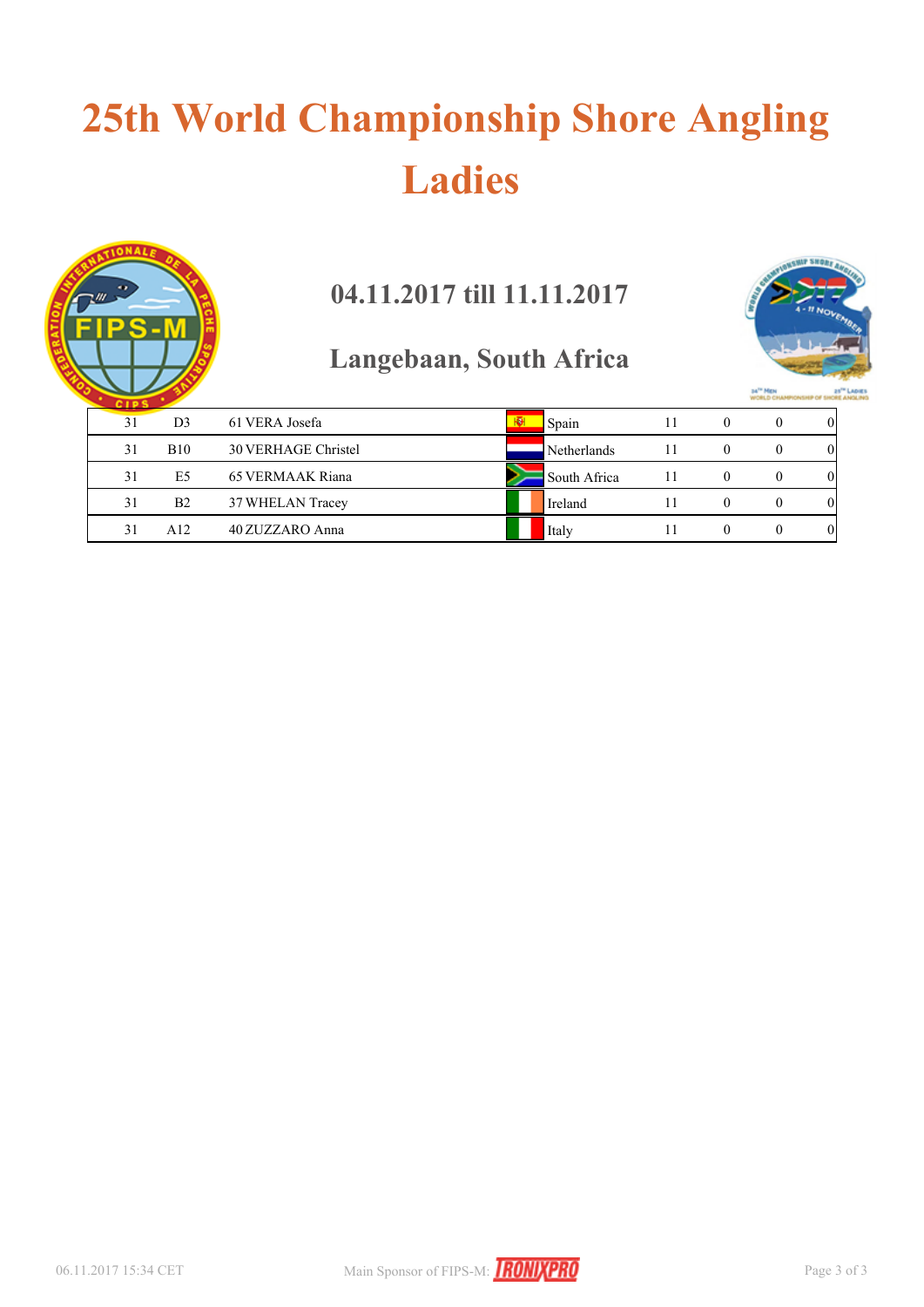# 25th World Championship Shore Angling Ladies

## 04.11.2017 till 11.11.2017

## Langebaan, South Africa

| | | | | | | | |
|---|---|---|---|---|---|---|---|
| 31 | D3 | 61 VERA Josefa | Spain | 11 | 0 | 0 | 0 |
| 31 | B10 | 30 VERHAGE Christel | Netherlands | 11 | 0 | 0 | 0 |
| 31 | E5 | 65 VERMAAK Riana | South Africa | 11 | 0 | 0 | 0 |
| 31 | B2 | 37 WHELAN Tracey | Ireland | 11 | 0 | 0 | 0 |
| 31 | A12 | 40 ZUZZARO Anna | Italy | 11 | 0 | 0 | 0 |

06.11.2017 15:34 CET

Main Sponsor of FIPS-M: IRONIXPRO